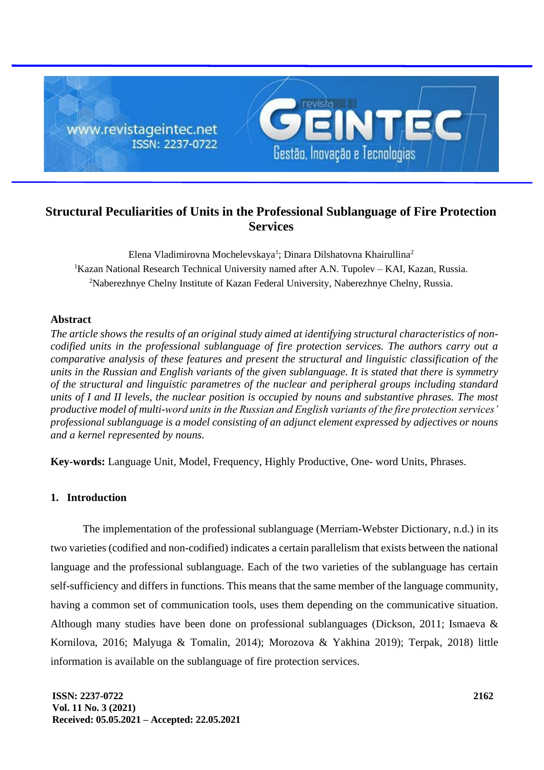# Structural Peculiarities of Units in the Professional Sublanguage of Fire Protection Services

Elena Vladimirovna Mochelevskaya[1]; Dinara Dilshatovna Khairullina[2]

[1]Kazan National Research Technical University named after A.N. Tupolev – KAI, Kazan, Russia.

[2]Naberezhnye Chelny Institute of Kazan Federal University, Naberezhnye Chelny, Russia.

## Abstract

*The article shows the results of an original study aimed at identifying structural characteristics of non-codified units in the professional sublanguage of fire protection services. The authors carry out a comparative analysis of these features and present the structural and linguistic classification of the units in the Russian and English variants of the given sublanguage. It is stated that there is symmetry of the structural and linguistic parametres of the nuclear and peripheral groups including standard units of I and II levels, the nuclear position is occupied by nouns and substantive phrases. The most productive model of multi-word units in the Russian and English variants of the fire protection services' professional sublanguage is a model consisting of an adjunct element expressed by adjectives or nouns and a kernel represented by nouns.*

**Key-words:** Language Unit, Model, Frequency, Highly Productive, One- word Units, Phrases.

## 1. Introduction

The implementation of the professional sublanguage (Merriam-Webster Dictionary, n.d.) in its two varieties (codified and non-codified) indicates a certain parallelism that exists between the national language and the professional sublanguage. Each of the two varieties of the sublanguage has certain self-sufficiency and differs in functions. This means that the same member of the language community, having a common set of communication tools, uses them depending on the communicative situation. Although many studies have been done on professional sublanguages (Dickson, 2011; Ismaeva & Kornilova, 2016; Malyuga & Tomalin, 2014); Morozova & Yakhina 2019); Terpak, 2018) little information is available on the sublanguage of fire protection services.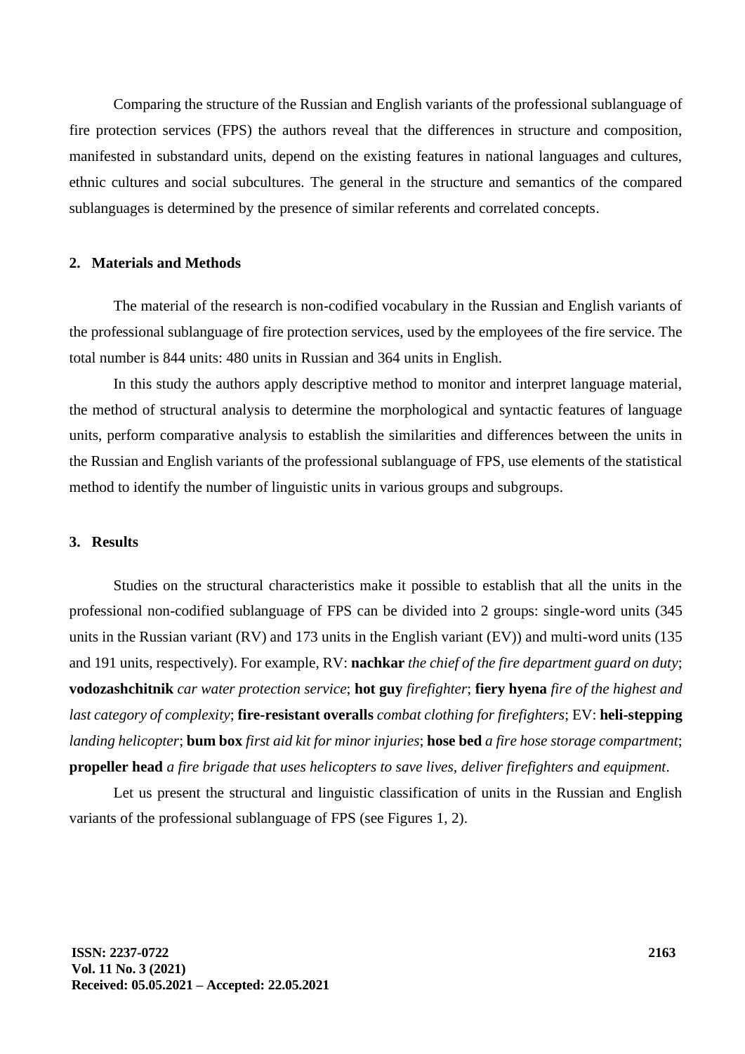Comparing the structure of the Russian and English variants of the professional sublanguage of fire protection services (FPS) the authors reveal that the differences in structure and composition, manifested in substandard units, depend on the existing features in national languages and cultures, ethnic cultures and social subcultures. The general in the structure and semantics of the compared sublanguages is determined by the presence of similar referents and correlated concepts.

## 2. Materials and Methods

The material of the research is non-codified vocabulary in the Russian and English variants of the professional sublanguage of fire protection services, used by the employees of the fire service. The total number is 844 units: 480 units in Russian and 364 units in English.

In this study the authors apply descriptive method to monitor and interpret language material, the method of structural analysis to determine the morphological and syntactic features of language units, perform comparative analysis to establish the similarities and differences between the units in the Russian and English variants of the professional sublanguage of FPS, use elements of the statistical method to identify the number of linguistic units in various groups and subgroups.

## 3. Results

Studies on the structural characteristics make it possible to establish that all the units in the professional non-codified sublanguage of FPS can be divided into 2 groups: single-word units (345 units in the Russian variant (RV) and 173 units in the English variant (EV)) and multi-word units (135 and 191 units, respectively). For example, RV: **nachkar** *the chief of the fire department guard on duty*; **vodozashchitnik** *car water protection service*; **hot guy** *firefighter*; **fiery hyena** *fire of the highest and last category of complexity*; **fire-resistant overalls** *combat clothing for firefighters*; EV: **heli-stepping** *landing helicopter*; **bum box** *first aid kit for minor injuries*; **hose bed** *a fire hose storage compartment*; **propeller head** *a fire brigade that uses helicopters to save lives, deliver firefighters and equipment*.

Let us present the structural and linguistic classification of units in the Russian and English variants of the professional sublanguage of FPS (see Figures 1, 2).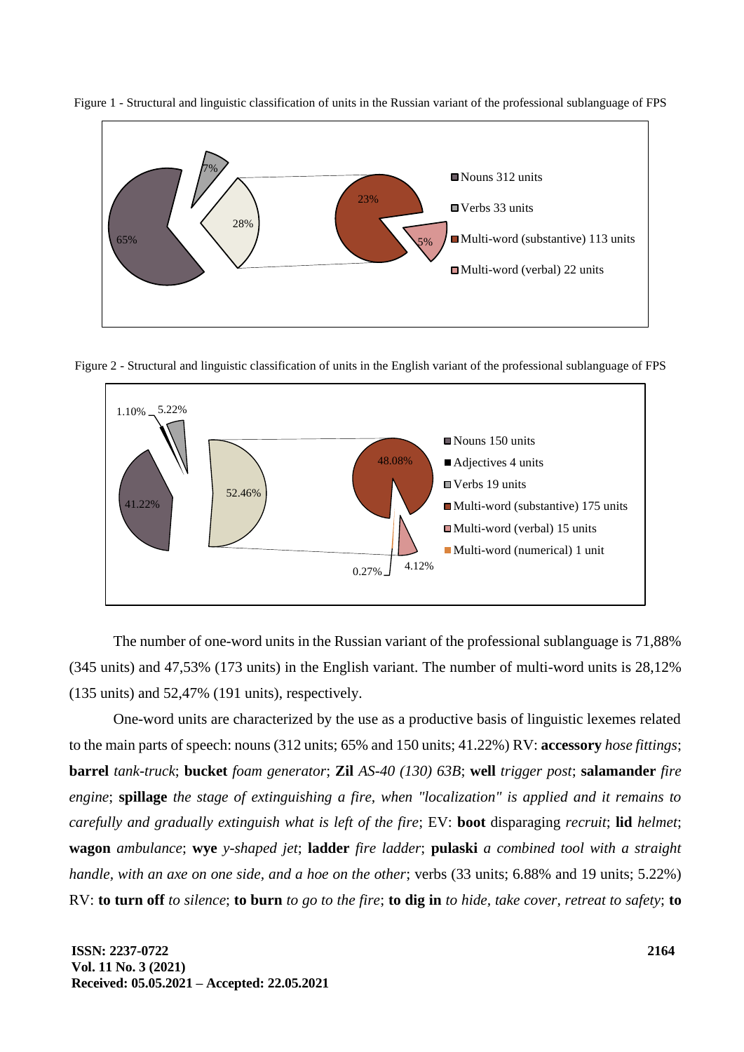Figure 1 - Structural and linguistic classification of units in the Russian variant of the professional sublanguage of FPS

Figure 2 - Structural and linguistic classification of units in the English variant of the professional sublanguage of FPS

The number of one-word units in the Russian variant of the professional sublanguage is 71,88% (345 units) and 47,53% (173 units) in the English variant. The number of multi-word units is 28,12% (135 units) and 52,47% (191 units), respectively.

One-word units are characterized by the use as a productive basis of linguistic lexemes related to the main parts of speech: nouns (312 units; 65% and 150 units; 41.22%) RV: **accessory** *hose fittings*; **barrel** *tank-truck*; **bucket** *foam generator*; **Zil** *AS-40 (130) 63B*; **well** *trigger post*; **salamander** *fire engine*; **spillage** *the stage of extinguishing a fire, when "localization" is applied and it remains to carefully and gradually extinguish what is left of the fire*; EV: **boot** disparaging *recruit*; **lid** *helmet*; **wagon** *ambulance*; **wye** *y-shaped jet*; **ladder** *fire ladder*; **pulaski** *a combined tool with a straight handle, with an axe on one side, and a hoe on the other*; verbs (33 units; 6.88% and 19 units; 5.22%) RV: **to turn off** *to silence*; **to burn** *to go to the fire*; **to dig in** *to hide, take cover, retreat to safety*; **to**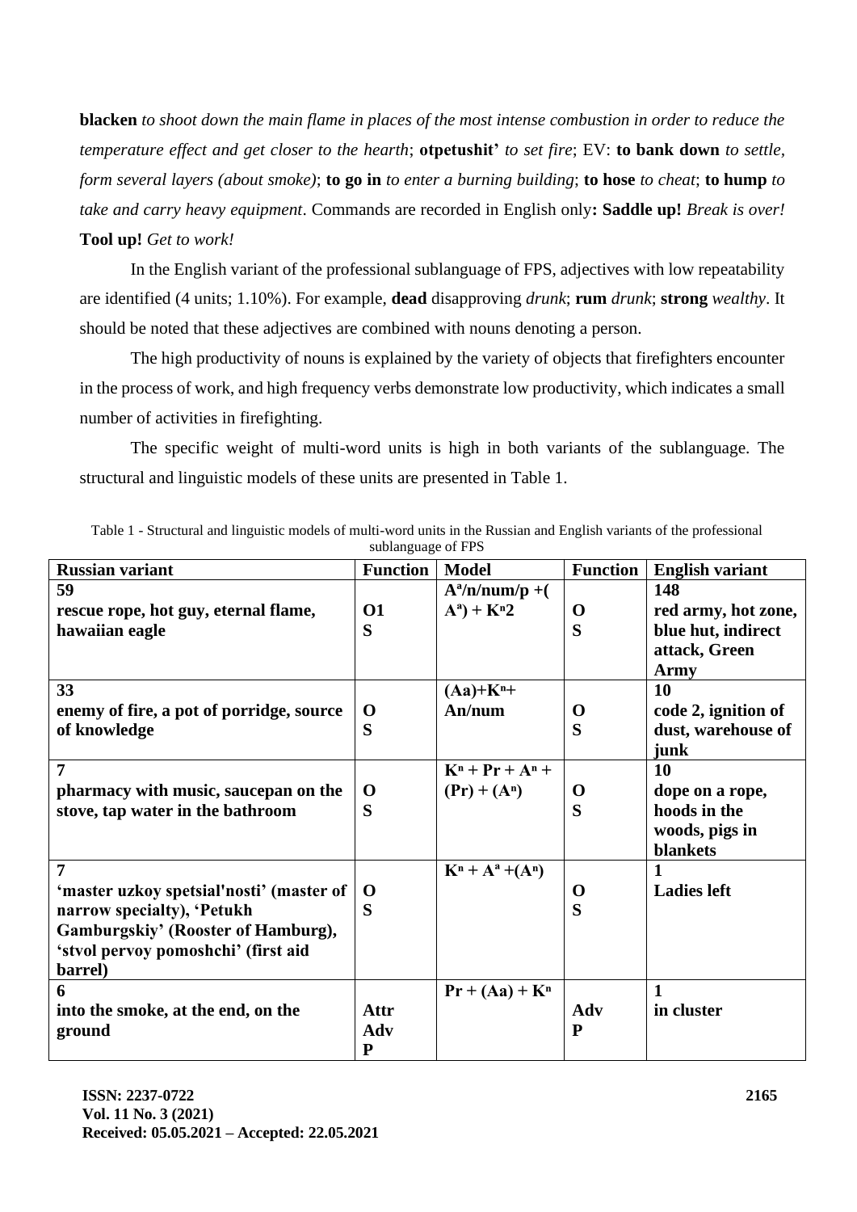**blacken** *to shoot down the main flame in places of the most intense combustion in order to reduce the temperature effect and get closer to the hearth*; **otpetushit'** *to set fire*; EV: **to bank down** *to settle, form several layers (about smoke)*; **to go in** *to enter a burning building*; **to hose** *to cheat*; **to hump** *to take and carry heavy equipment*. Commands are recorded in English only**: Saddle up!** *Break is over!* **Tool up!** *Get to work!*

In the English variant of the professional sublanguage of FPS, adjectives with low repeatability are identified (4 units; 1.10%). For example, **dead** disapproving *drunk*; **rum** *drunk*; **strong** *wealthy*. It should be noted that these adjectives are combined with nouns denoting a person.

The high productivity of nouns is explained by the variety of objects that firefighters encounter in the process of work, and high frequency verbs demonstrate low productivity, which indicates a small number of activities in firefighting.

The specific weight of multi-word units is high in both variants of the sublanguage. The structural and linguistic models of these units are presented in Table 1.

Table 1 - Structural and linguistic models of multi-word units in the Russian and English variants of the professional sublanguage of FPS

| Russian variant | Function | Model | Function | English variant |
|---|---|---|---|---|
| **59**<br>**rescue rope, hot guy, eternal flame, hawaiian eagle** | **O1**<br>**S** | $A^a$/n/num/p +( $A^a$) + $K^n$2 | **O**<br>**S** | **148**<br>**red army, hot zone, blue hut, indirect attack, Green Army** |
| **33**<br>**enemy of fire, a pot of porridge, source of knowledge** | **O**<br>**S** | (Aa)+$K^n$+ An/num | **O**<br>**S** | **10**<br>**code 2, ignition of dust, warehouse of junk** |
| **7**<br>**pharmacy with music, saucepan on the stove, tap water in the bathroom** | **O**<br>**S** | $K^n$ + Pr + $A^n$ + (Pr) + ($A^n$) | **O**<br>**S** | **10**<br>**dope on a rope, hoods in the woods, pigs in blankets** |
| **7**<br>**'master uzkoy spetsial'nosti' (master of narrow specialty), 'Petukh Gamburgskiy' (Rooster of Hamburg), 'stvol pervoy pomoshchi' (first aid barrel)** | **O**<br>**S** | $K^n$ + $A^a$ +($A^n$) | **O**<br>**S** | **1**<br>**Ladies left** |
| **6**<br>**into the smoke, at the end, on the ground** | **Attr**<br>**Adv**<br>**P** | Pr + (Aa) + $K^n$ | **Adv**<br>**P** | **1**<br>**in cluster** |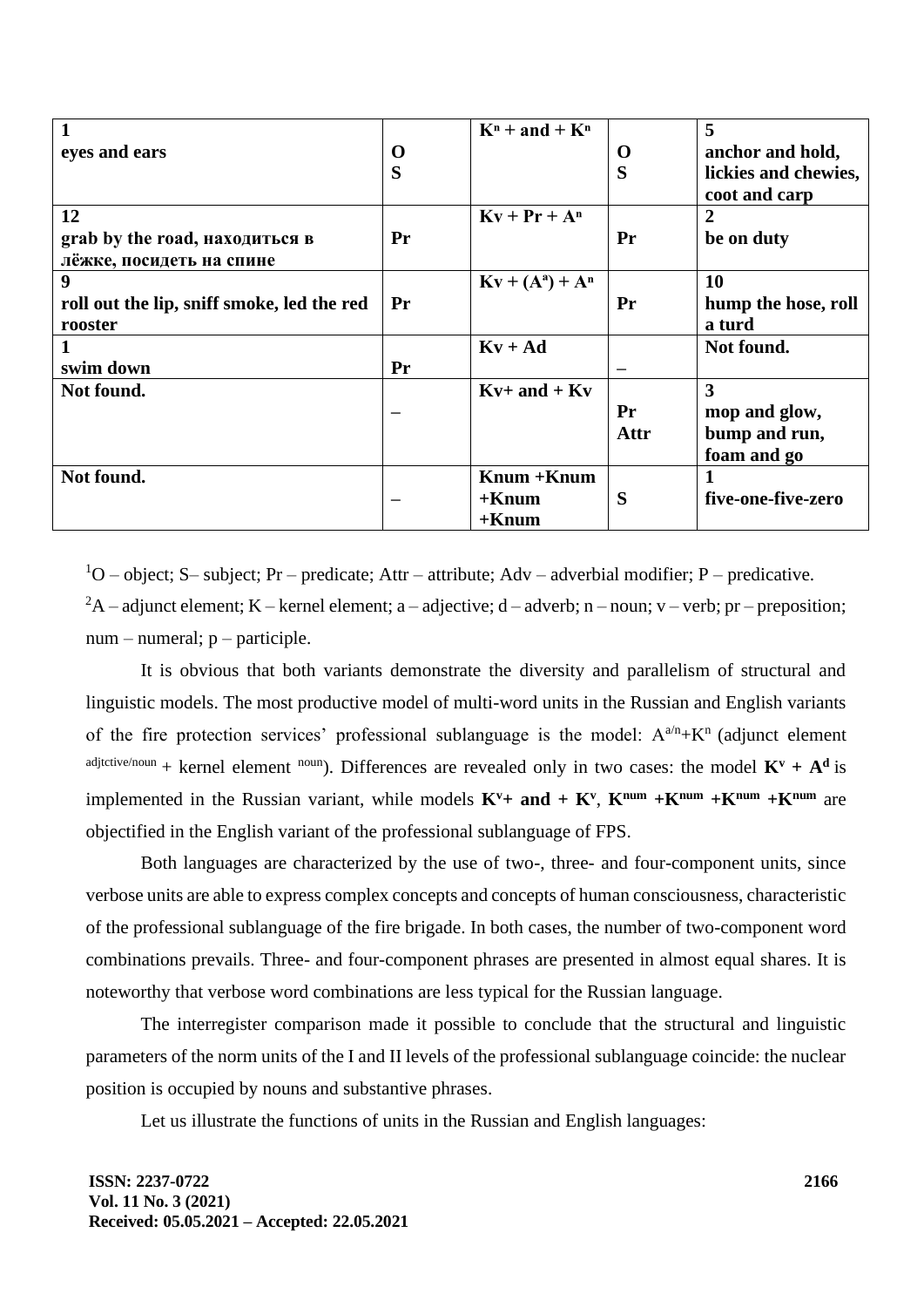| 1<br>eyes and ears | O<br>S | $K^n$ + and + $K^n$ | O<br>S | 5<br>anchor and hold, lickies and chewies, coot and carp |
|---|---|---|---|---|
| 12<br>grab by the road, находиться в лёжке, посидеть на спине | Pr | Kv + Pr + $A^n$ | Pr | 2<br>be on duty |
| 9<br>roll out the lip, sniff smoke, led the red rooster | Pr | Kv + ($A^a$) + $A^n$ | Pr | 10<br>hump the hose, roll a turd |
| 1<br>swim down | Pr | Kv + Ad | – | Not found. |
| Not found. | – | Kv+ and + Kv | Pr<br>Attr | 3<br>mop and glow, bump and run, foam and go |
| Not found. | – | Knum +Knum +Knum +Knum | S | 1<br>five-one-five-zero |

[1]O – object; S– subject; Pr – predicate; Attr – attribute; Adv – adverbial modifier; P – predicative.

[2]A – adjunct element; K – kernel element; a – adjective; d – adverb; n – noun; v – verb; pr – preposition; num – numeral; p – participle.

It is obvious that both variants demonstrate the diversity and parallelism of structural and linguistic models. The most productive model of multi-word units in the Russian and English variants of the fire protection services' professional sublanguage is the model: $A^{a/n}+K^{n}$ (adjunct element $^{adjtctive/noun}$ + kernel element $^{noun}$). Differences are revealed only in two cases: the model $\mathbf{K^{v} + A^{d}}$ is implemented in the Russian variant, while models $\mathbf{K^{v} + and + K^{v}}$, $\mathbf{K^{num} + K^{num} + K^{num} + K^{num}}$ are objectified in the English variant of the professional sublanguage of FPS.

Both languages are characterized by the use of two-, three- and four-component units, since verbose units are able to express complex concepts and concepts of human consciousness, characteristic of the professional sublanguage of the fire brigade. In both cases, the number of two-component word combinations prevails. Three- and four-component phrases are presented in almost equal shares. It is noteworthy that verbose word combinations are less typical for the Russian language.

The interregister comparison made it possible to conclude that the structural and linguistic parameters of the norm units of the I and II levels of the professional sublanguage coincide: the nuclear position is occupied by nouns and substantive phrases.

Let us illustrate the functions of units in the Russian and English languages: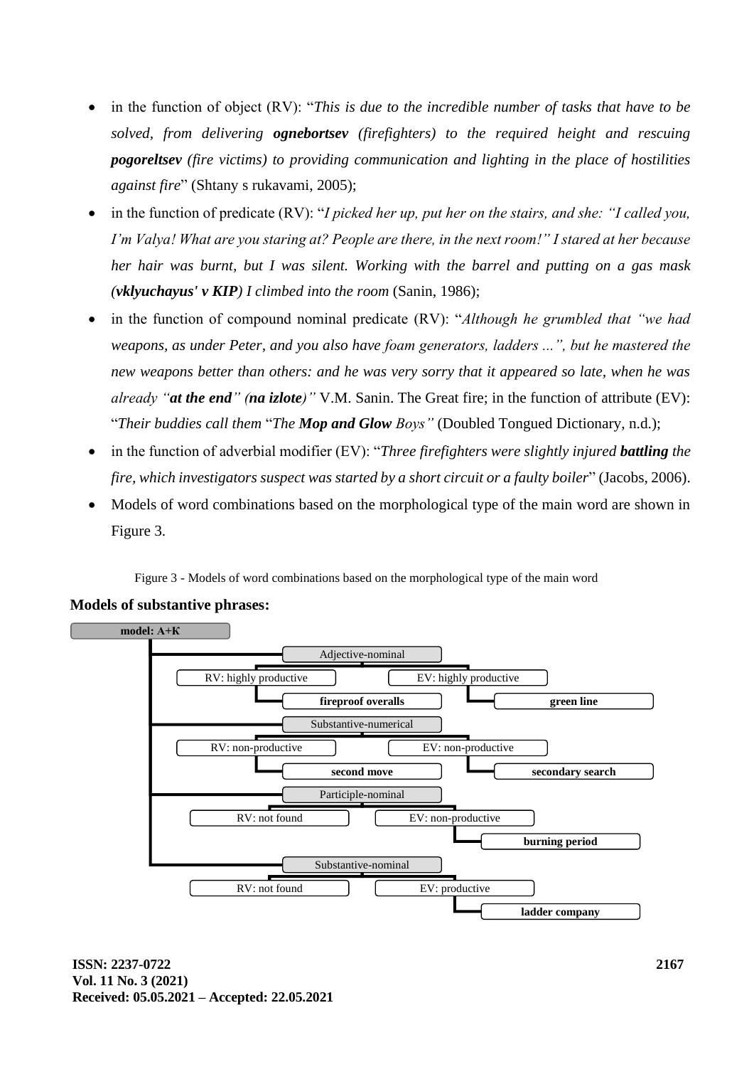- in the function of object (RV): "*This is due to the incredible number of tasks that have to be solved, from delivering **ognebortsev** (firefighters) to the required height and rescuing **pogoreltsev** (fire victims) to providing communication and lighting in the place of hostilities against fire*" (Shtany s rukavami, 2005);
- in the function of predicate (RV): "*I picked her up, put her on the stairs, and she: "I called you, I'm Valya! What are you staring at? People are there, in the next room!" I stared at her because her hair was burnt, but I was silent. Working with the barrel and putting on a gas mask (**vklyuchayus' v KIP**) I climbed into the room* (Sanin, 1986);
- in the function of compound nominal predicate (RV): "*Although he grumbled that "we had weapons, as under Peter, and you also have foam generators, ladders ...", but he mastered the new weapons better than others: and he was very sorry that it appeared so late, when he was already "**at the end**" (**na izlote**)"* V.M. Sanin. The Great fire; in the function of attribute (EV): "*Their buddies call them* "*The **Mop and Glow** Boys"*" (Doubled Tongued Dictionary, n.d.);
- in the function of adverbial modifier (EV): "*Three firefighters were slightly injured **battling** the fire, which investigators suspect was started by a short circuit or a faulty boiler*" (Jacobs, 2006).
- Models of word combinations based on the morphological type of the main word are shown in Figure 3.

Figure 3 - Models of word combinations based on the morphological type of the main word

**Models of substantive phrases:**

**model: A+K**

- Adjective-nominal
  - RV: highly productive
    - **fireproof overalls**
  - EV: highly productive
    - **green line**
- Substantive-numerical
  - RV: non-productive
    - **second move**
  - EV: non-productive
    - **secondary search**
- Participle-nominal
  - RV: not found
  - EV: non-productive
    - **burning period**
- Substantive-nominal
  - RV: not found
  - EV: productive
    - **ladder company**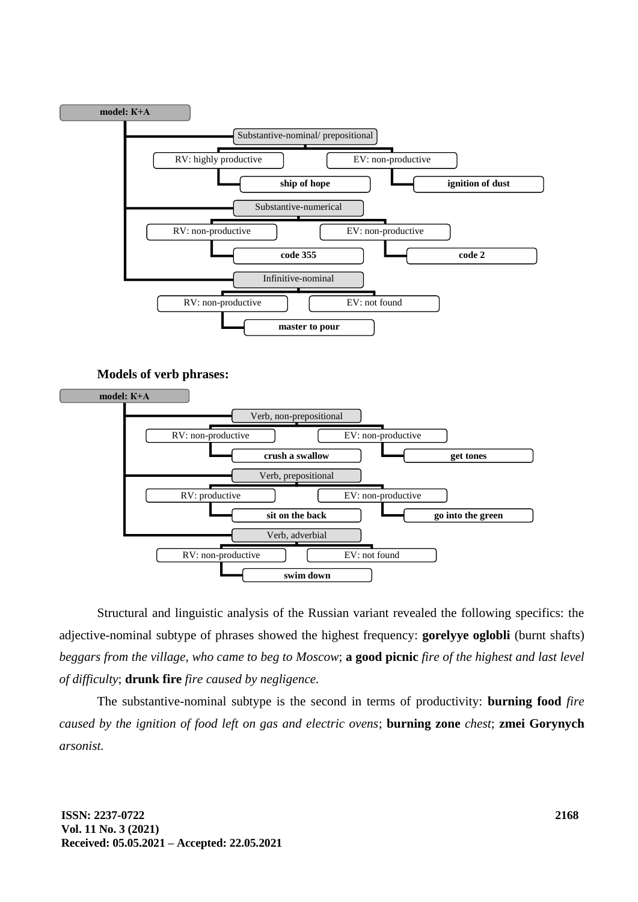**model: K+A**

- Substantive-nominal/ prepositional
  - RV: highly productive
    - **ship of hope**
  - EV: non-productive
    - **ignition of dust**
- Substantive-numerical
  - RV: non-productive
    - **code 355**
  - EV: non-productive
    - **code 2**
- Infinitive-nominal
  - RV: non-productive
    - **master to pour**
  - EV: not found

**Models of verb phrases:**

**model: K+A**

- Verb, non-prepositional
  - RV: non-productive
    - **crush a swallow**
  - EV: non-productive
    - **get tones**
- Verb, prepositional
  - RV: productive
    - **sit on the back**
  - EV: non-productive
    - **go into the green**
- Verb, adverbial
  - RV: non-productive
    - **swim down**
  - EV: not found

Structural and linguistic analysis of the Russian variant revealed the following specifics: the adjective-nominal subtype of phrases showed the highest frequency: **gorelyye oglobli** (burnt shafts) *beggars from the village, who came to beg to Moscow*; **a good picnic** *fire of the highest and last level of difficulty*; **drunk fire** *fire caused by negligence.*

The substantive-nominal subtype is the second in terms of productivity: **burning food** *fire caused by the ignition of food left on gas and electric ovens*; **burning zone** *chest*; **zmei Gorynych** *arsonist.*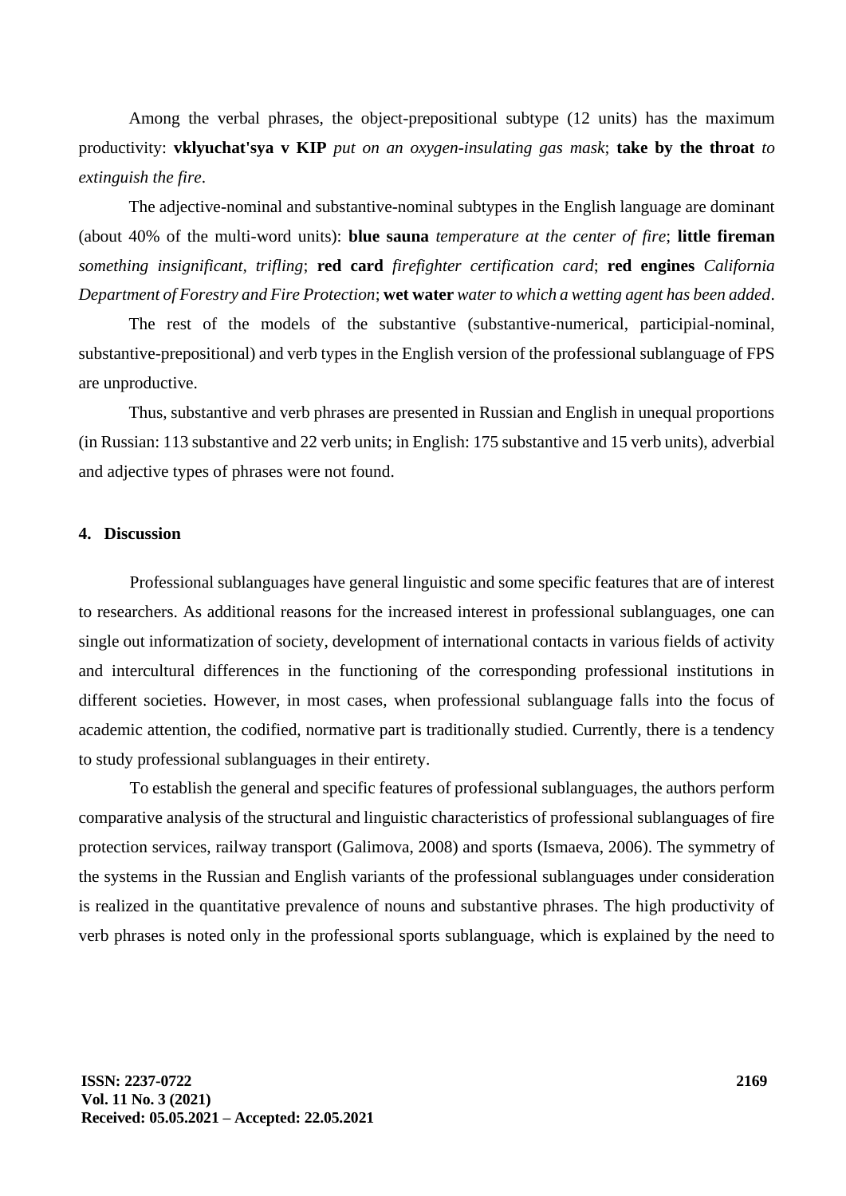Among the verbal phrases, the object-prepositional subtype (12 units) has the maximum productivity: **vklyuchat'sya v KIP** *put on an oxygen-insulating gas mask*; **take by the throat** *to extinguish the fire*.

The adjective-nominal and substantive-nominal subtypes in the English language are dominant (about 40% of the multi-word units): **blue sauna** *temperature at the center of fire*; **little fireman** *something insignificant, trifling*; **red card** *firefighter certification card*; **red engines** *California Department of Forestry and Fire Protection*; **wet water** *water to which a wetting agent has been added*.

The rest of the models of the substantive (substantive-numerical, participial-nominal, substantive-prepositional) and verb types in the English version of the professional sublanguage of FPS are unproductive.

Thus, substantive and verb phrases are presented in Russian and English in unequal proportions (in Russian: 113 substantive and 22 verb units; in English: 175 substantive and 15 verb units), adverbial and adjective types of phrases were not found.

## 4. Discussion

Professional sublanguages have general linguistic and some specific features that are of interest to researchers. As additional reasons for the increased interest in professional sublanguages, one can single out informatization of society, development of international contacts in various fields of activity and intercultural differences in the functioning of the corresponding professional institutions in different societies. However, in most cases, when professional sublanguage falls into the focus of academic attention, the codified, normative part is traditionally studied. Currently, there is a tendency to study professional sublanguages in their entirety.

To establish the general and specific features of professional sublanguages, the authors perform comparative analysis of the structural and linguistic characteristics of professional sublanguages of fire protection services, railway transport (Galimova, 2008) and sports (Ismaeva, 2006). The symmetry of the systems in the Russian and English variants of the professional sublanguages under consideration is realized in the quantitative prevalence of nouns and substantive phrases. The high productivity of verb phrases is noted only in the professional sports sublanguage, which is explained by the need to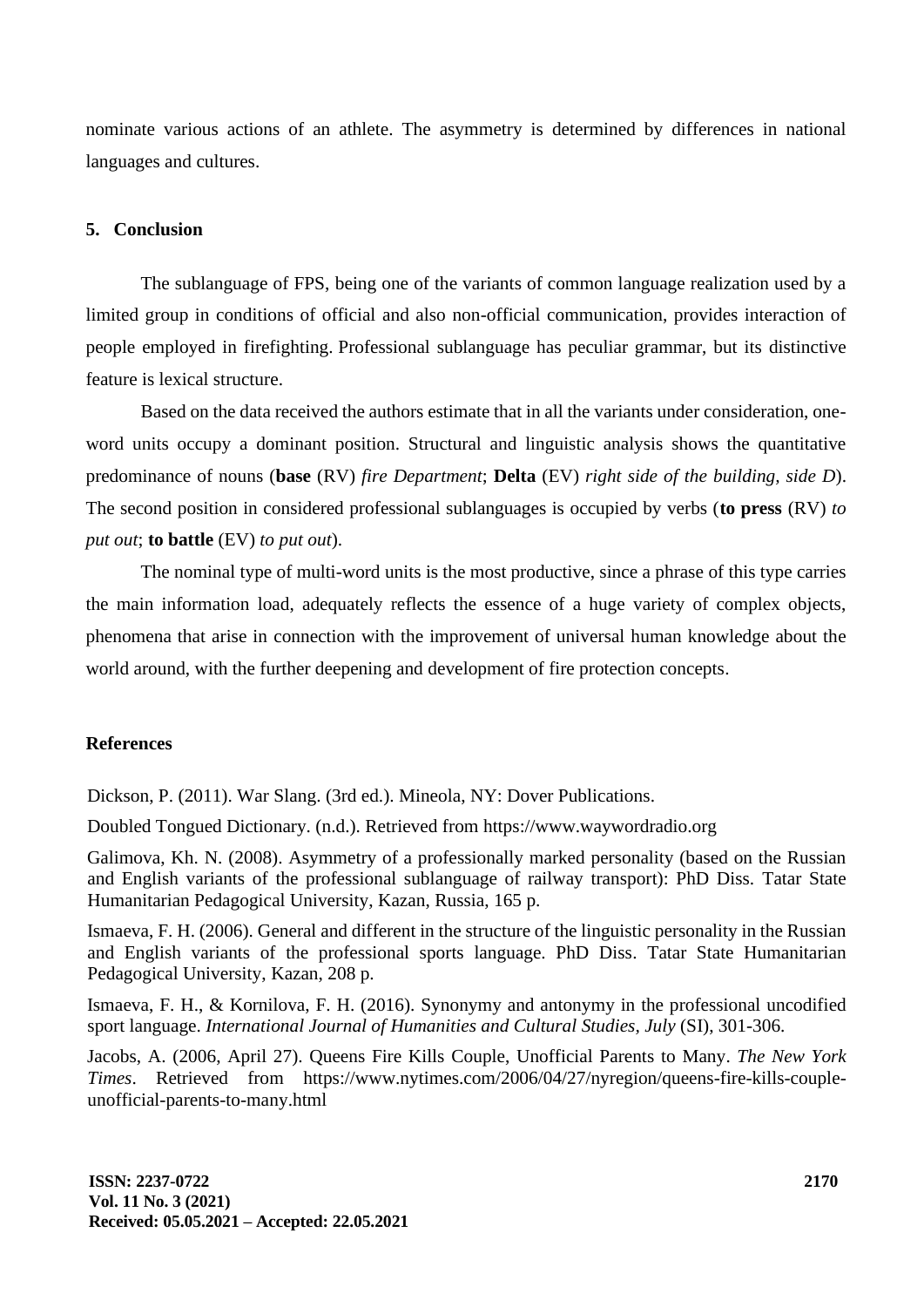nominate various actions of an athlete. The asymmetry is determined by differences in national languages and cultures.

## 5. Conclusion

The sublanguage of FPS, being one of the variants of common language realization used by a limited group in conditions of official and also non-official communication, provides interaction of people employed in firefighting. Professional sublanguage has peculiar grammar, but its distinctive feature is lexical structure.

Based on the data received the authors estimate that in all the variants under consideration, one-word units occupy a dominant position. Structural and linguistic analysis shows the quantitative predominance of nouns (**base** (RV) *fire Department*; **Delta** (EV) *right side of the building, side D*). The second position in considered professional sublanguages is occupied by verbs (**to press** (RV) *to put out*; **to battle** (EV) *to put out*).

The nominal type of multi-word units is the most productive, since a phrase of this type carries the main information load, adequately reflects the essence of a huge variety of complex objects, phenomena that arise in connection with the improvement of universal human knowledge about the world around, with the further deepening and development of fire protection concepts.

## References

Dickson, P. (2011). War Slang. (3rd ed.). Mineola, NY: Dover Publications.

Doubled Tongued Dictionary. (n.d.). Retrieved from https://www.waywordradio.org

Galimova, Kh. N. (2008). Asymmetry of a professionally marked personality (based on the Russian and English variants of the professional sublanguage of railway transport): PhD Diss. Tatar State Humanitarian Pedagogical University, Kazan, Russia, 165 p.

Ismaeva, F. H. (2006). General and different in the structure of the linguistic personality in the Russian and English variants of the professional sports language. PhD Diss. Tatar State Humanitarian Pedagogical University, Kazan, 208 p.

Ismaeva, F. H., & Kornilova, F. H. (2016). Synonymy and antonymy in the professional uncodified sport language. *International Journal of Humanities and Cultural Studies, July* (SI), 301-306.

Jacobs, A. (2006, April 27). Queens Fire Kills Couple, Unofficial Parents to Many. *The New York Times*. Retrieved from https://www.nytimes.com/2006/04/27/nyregion/queens-fire-kills-couple-unofficial-parents-to-many.html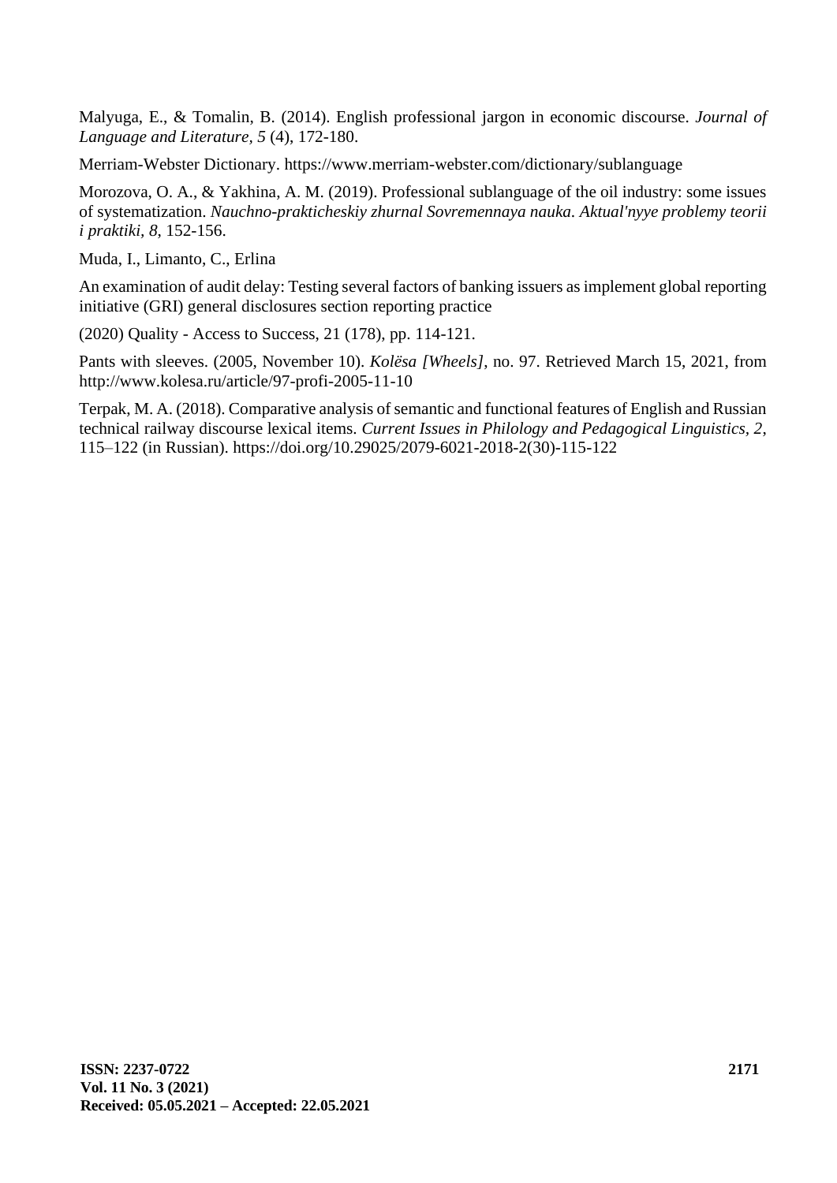Malyuga, E., & Tomalin, B. (2014). English professional jargon in economic discourse. *Journal of Language and Literature*, *5* (4), 172-180.

Merriam-Webster Dictionary. https://www.merriam-webster.com/dictionary/sublanguage

Morozova, O. A., & Yakhina, A. M. (2019). Professional sublanguage of the oil industry: some issues of systematization. *Nauchno-prakticheskiy zhurnal Sovremennaya nauka. Aktual'nyye problemy teorii i praktiki*, *8*, 152-156.

Muda, I., Limanto, C., Erlina

An examination of audit delay: Testing several factors of banking issuers as implement global reporting initiative (GRI) general disclosures section reporting practice

(2020) Quality - Access to Success, 21 (178), pp. 114-121.

Pants with sleeves. (2005, November 10). *Kolësa [Wheels]*, no. 97. Retrieved March 15, 2021, from http://www.kolesa.ru/article/97-profi-2005-11-10

Terpak, M. A. (2018). Comparative analysis of semantic and functional features of English and Russian technical railway discourse lexical items. *Current Issues in Philology and Pedagogical Linguistics, 2*, 115–122 (in Russian). https://doi.org/10.29025/2079-6021-2018-2(30)-115-122